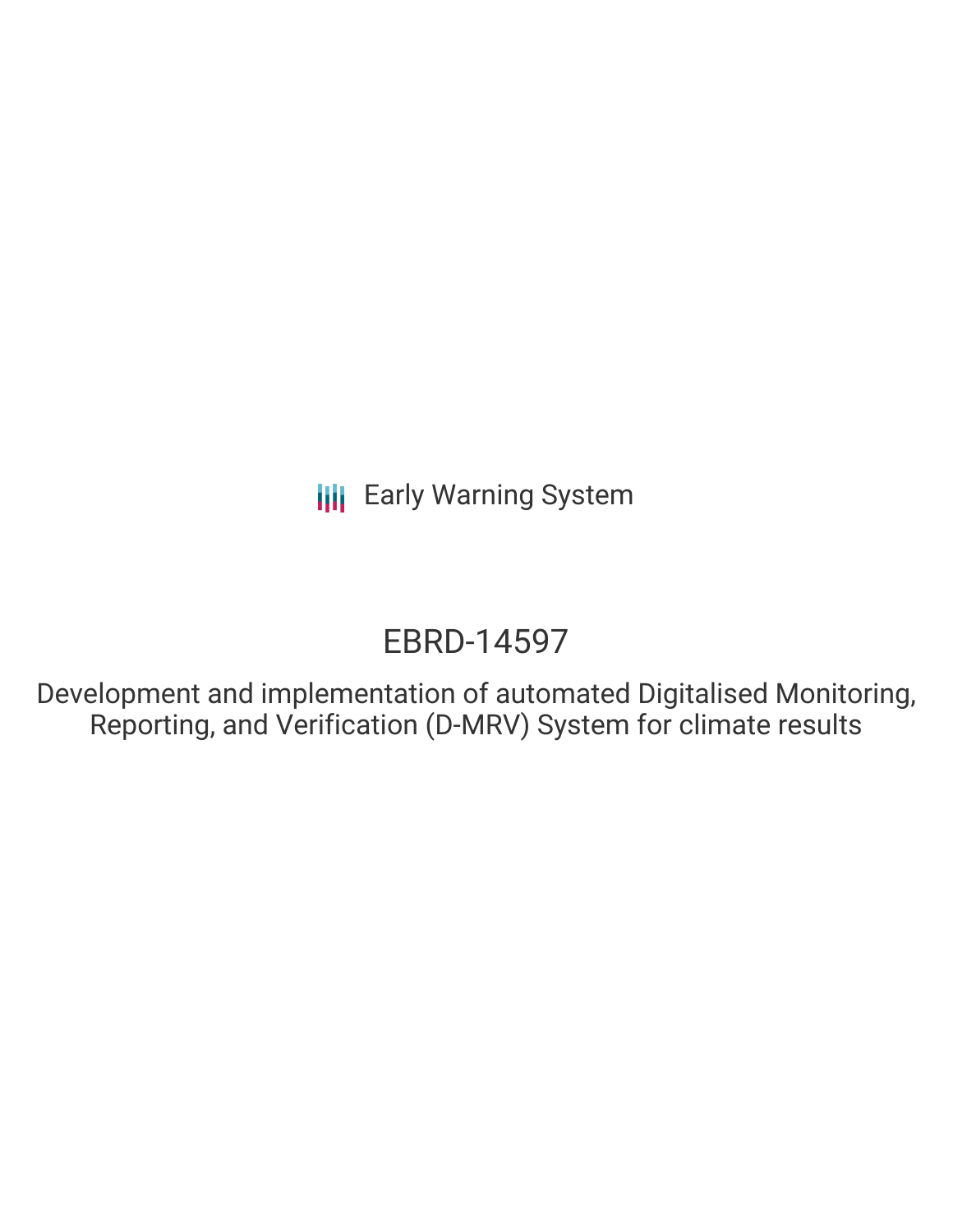Early Warning System

# EBRD-14597

## Development and implementation of automated Digitalised Monitoring, Reporting, and Verification (D-MRV) System for climate results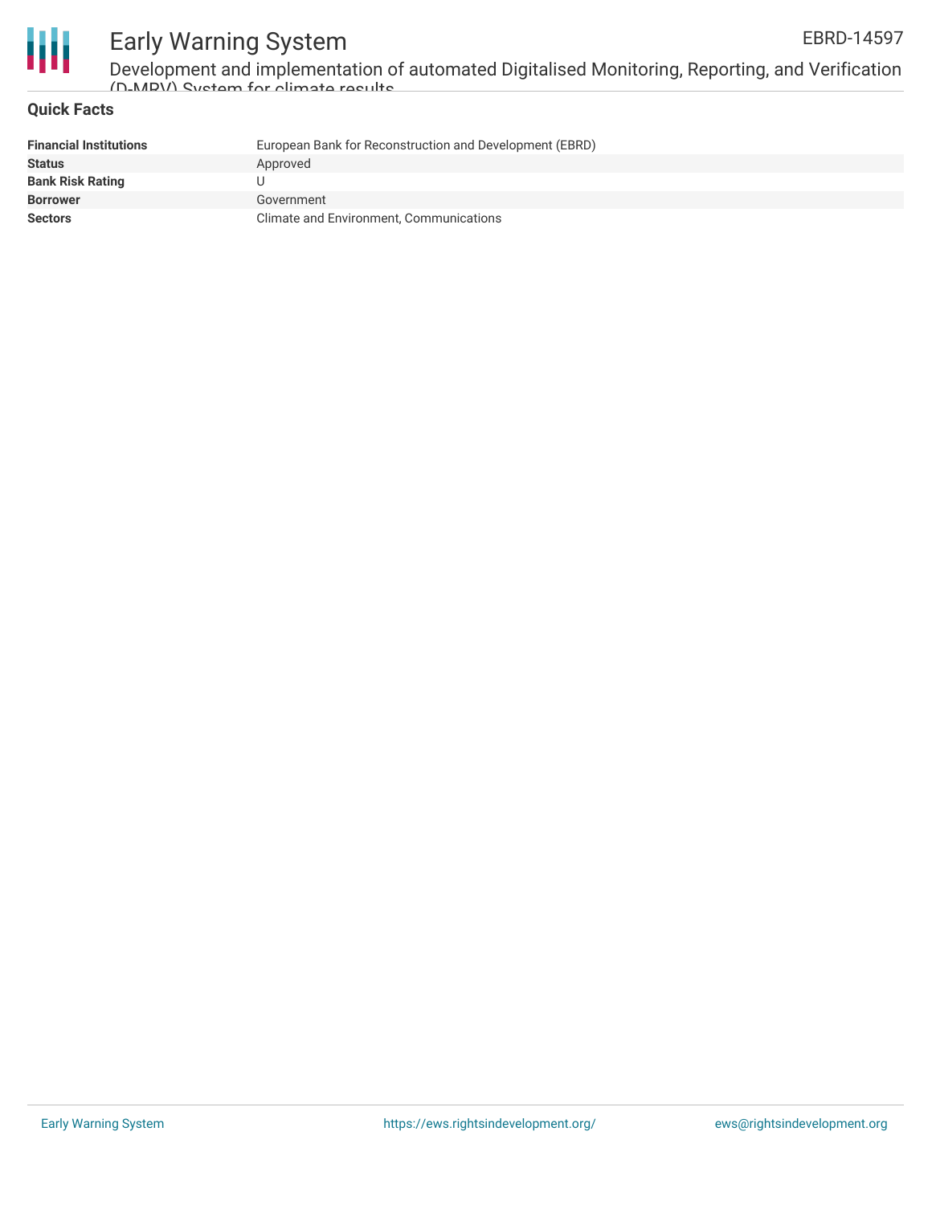## Quick Facts

| | |
|---|---|
| **Financial Institutions** | European Bank for Reconstruction and Development (EBRD) |
| **Status** | Approved |
| **Bank Risk Rating** | U |
| **Borrower** | Government |
| **Sectors** | Climate and Environment, Communications |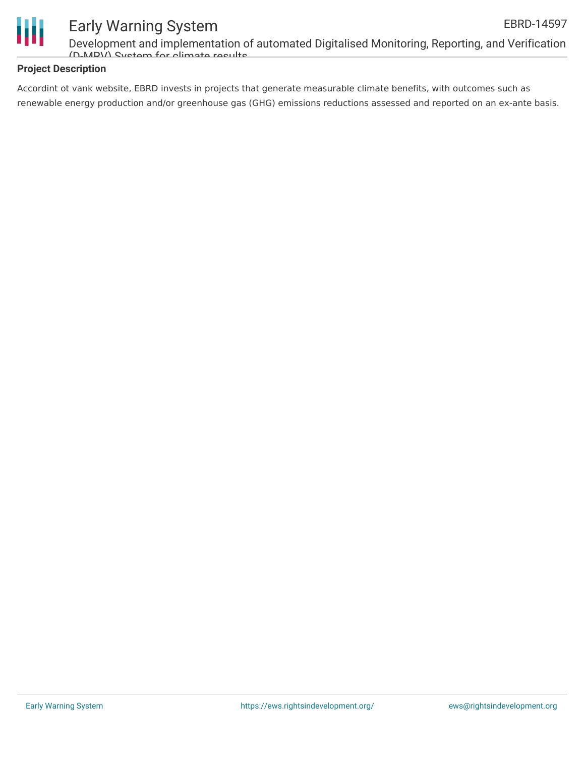## Project Description

Accordint ot vank website, EBRD invests in projects that generate measurable climate benefits, with outcomes such as renewable energy production and/or greenhouse gas (GHG) emissions reductions assessed and reported on an ex-ante basis.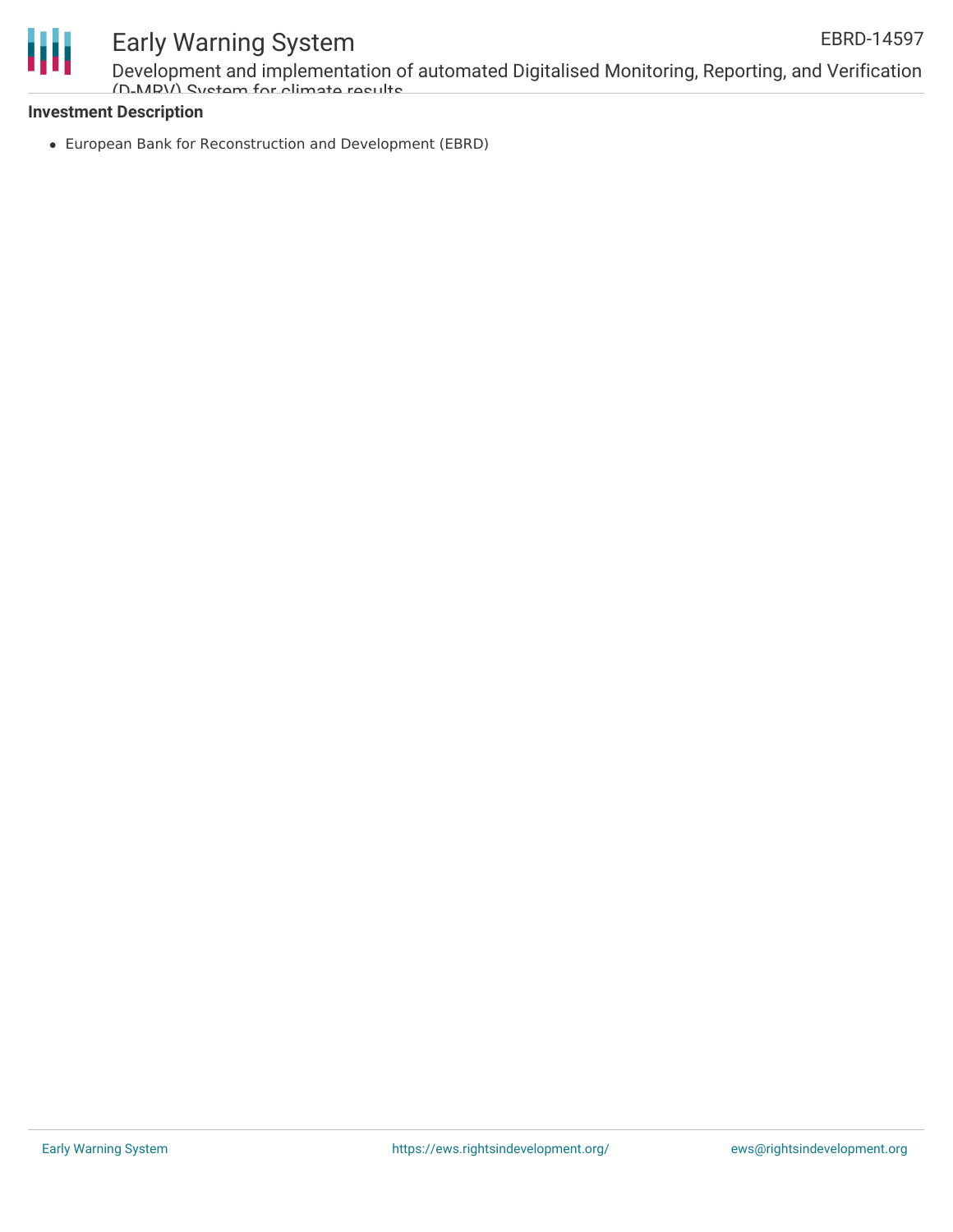**Investment Description**

- European Bank for Reconstruction and Development (EBRD)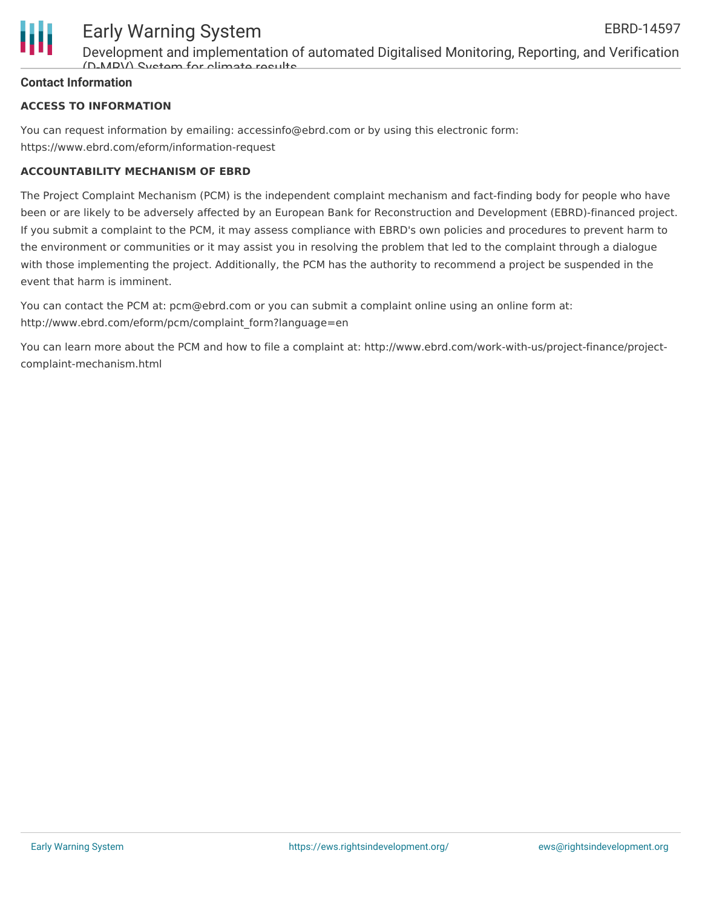## Contact Information

### ACCESS TO INFORMATION

You can request information by emailing: accessinfo@ebrd.com or by using this electronic form: https://www.ebrd.com/eform/information-request

### ACCOUNTABILITY MECHANISM OF EBRD

The Project Complaint Mechanism (PCM) is the independent complaint mechanism and fact-finding body for people who have been or are likely to be adversely affected by an European Bank for Reconstruction and Development (EBRD)-financed project. If you submit a complaint to the PCM, it may assess compliance with EBRD's own policies and procedures to prevent harm to the environment or communities or it may assist you in resolving the problem that led to the complaint through a dialogue with those implementing the project. Additionally, the PCM has the authority to recommend a project be suspended in the event that harm is imminent.

You can contact the PCM at: pcm@ebrd.com or you can submit a complaint online using an online form at: http://www.ebrd.com/eform/pcm/complaint_form?language=en

You can learn more about the PCM and how to file a complaint at: http://www.ebrd.com/work-with-us/project-finance/project-complaint-mechanism.html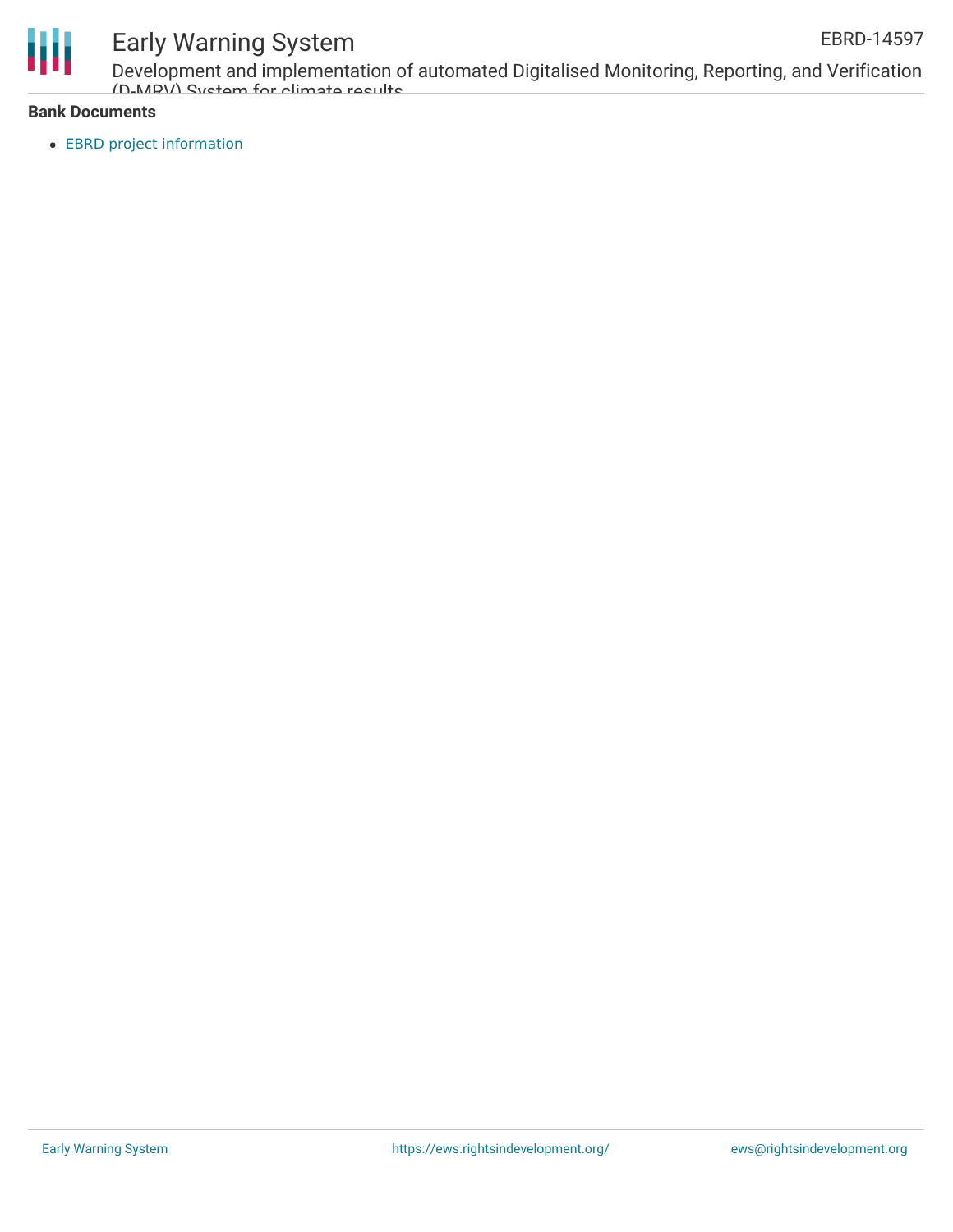**Bank Documents**

- EBRD project information